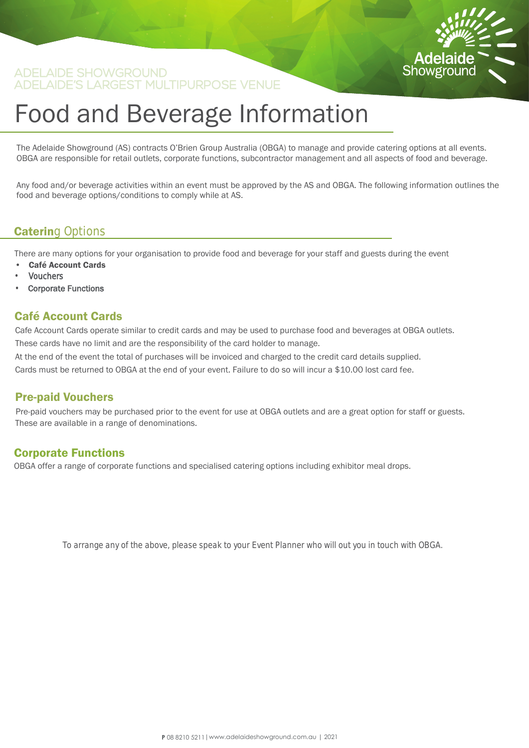ADELAIDE SHOWGROUND
ADELAIDE'S LARGEST MULTIPURPOSE VENUE

# Food and Beverage Information

The Adelaide Showground (AS) contracts O'Brien Group Australia (OBGA) to manage and provide catering options at all events. OBGA are responsible for retail outlets, corporate functions, subcontractor management and all aspects of food and beverage.

Any food and/or beverage activities within an event must be approved by the AS and OBGA. The following information outlines the food and beverage options/conditions to comply while at AS.

## Catering Options

There are many options for your organisation to provide food and beverage for your staff and guests during the event

- **Café Account Cards**
- Vouchers
- Corporate Functions

### Café Account Cards

Cafe Account Cards operate similar to credit cards and may be used to purchase food and beverages at OBGA outlets.
These cards have no limit and are the responsibility of the card holder to manage.
At the end of the event the total of purchases will be invoiced and charged to the credit card details supplied.
Cards must be returned to OBGA at the end of your event. Failure to do so will incur a $10.00 lost card fee.

### Pre-paid Vouchers

Pre-paid vouchers may be purchased prior to the event for use at OBGA outlets and are a great option for staff or guests.
These are available in a range of denominations.

### Corporate Functions

OBGA offer a range of corporate functions and specialised catering options including exhibitor meal drops.

*To arrange any of the above, please speak to your Event Planner who will out you in touch with OBGA.*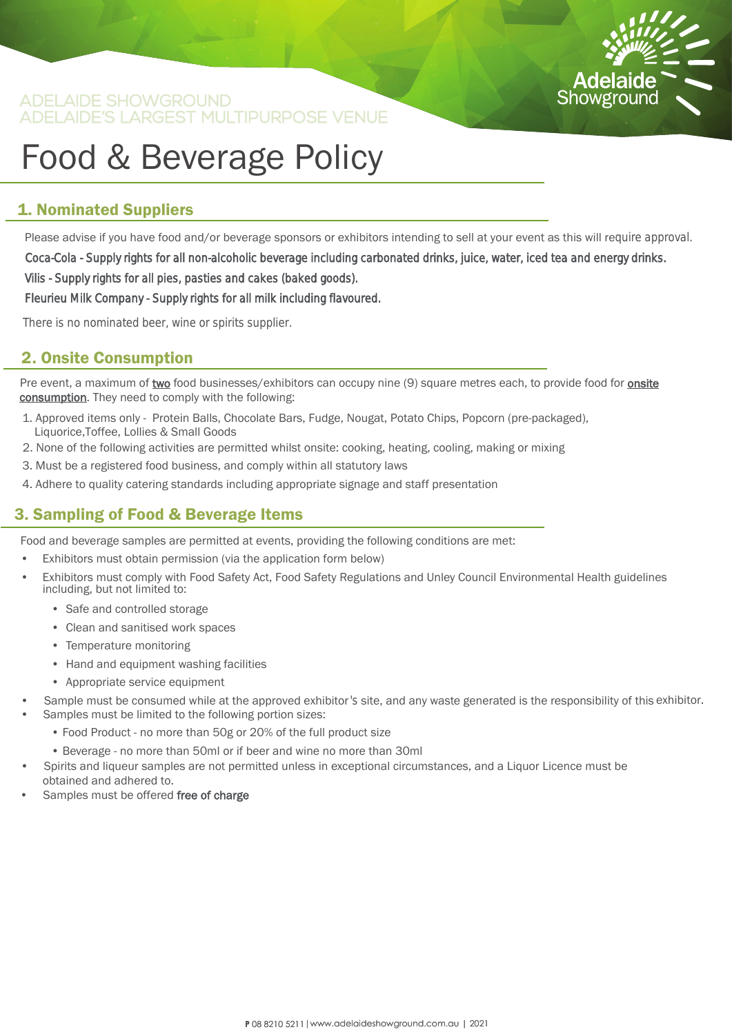ADELAIDE SHOWGROUND
ADELAIDE'S LARGEST MULTIPURPOSE VENUE

# Food & Beverage Policy

## 1. Nominated Suppliers

Please advise if you have food and/or beverage sponsors or exhibitors intending to sell at your event as this will require approval.

Coca-Cola - Supply rights for all non-alcoholic beverage including carbonated drinks, juice, water, iced tea and energy drinks.

Vilis - Supply rights for all pies, pasties and cakes (baked goods).

Fleurieu Milk Company - Supply rights for all milk including flavoured.

There is no nominated beer, wine or spirits supplier.

## 2. Onsite Consumption

Pre event, a maximum of **two** food businesses/exhibitors can occupy nine (9) square metres each, to provide food for **onsite consumption**. They need to comply with the following:

1. Approved items only - Protein Balls, Chocolate Bars, Fudge, Nougat, Potato Chips, Popcorn (pre-packaged), Liquorice,Toffee, Lollies & Small Goods
2. None of the following activities are permitted whilst onsite: cooking, heating, cooling, making or mixing
3. Must be a registered food business, and comply within all statutory laws
4. Adhere to quality catering standards including appropriate signage and staff presentation

## 3. Sampling of Food & Beverage Items

Food and beverage samples are permitted at events, providing the following conditions are met:

- Exhibitors must obtain permission (via the application form below)
- Exhibitors must comply with Food Safety Act, Food Safety Regulations and Unley Council Environmental Health guidelines including, but not limited to:
  - Safe and controlled storage
  - Clean and sanitised work spaces
  - Temperature monitoring
  - Hand and equipment washing facilities
  - Appropriate service equipment
- Sample must be consumed while at the approved exhibitor's site, and any waste generated is the responsibility of this exhibitor.
- Samples must be limited to the following portion sizes:
  - Food Product - no more than 50g or 20% of the full product size
  - Beverage - no more than 50ml or if beer and wine no more than 30ml
- Spirits and liqueur samples are not permitted unless in exceptional circumstances, and a Liquor Licence must be obtained and adhered to.
- Samples must be offered free of charge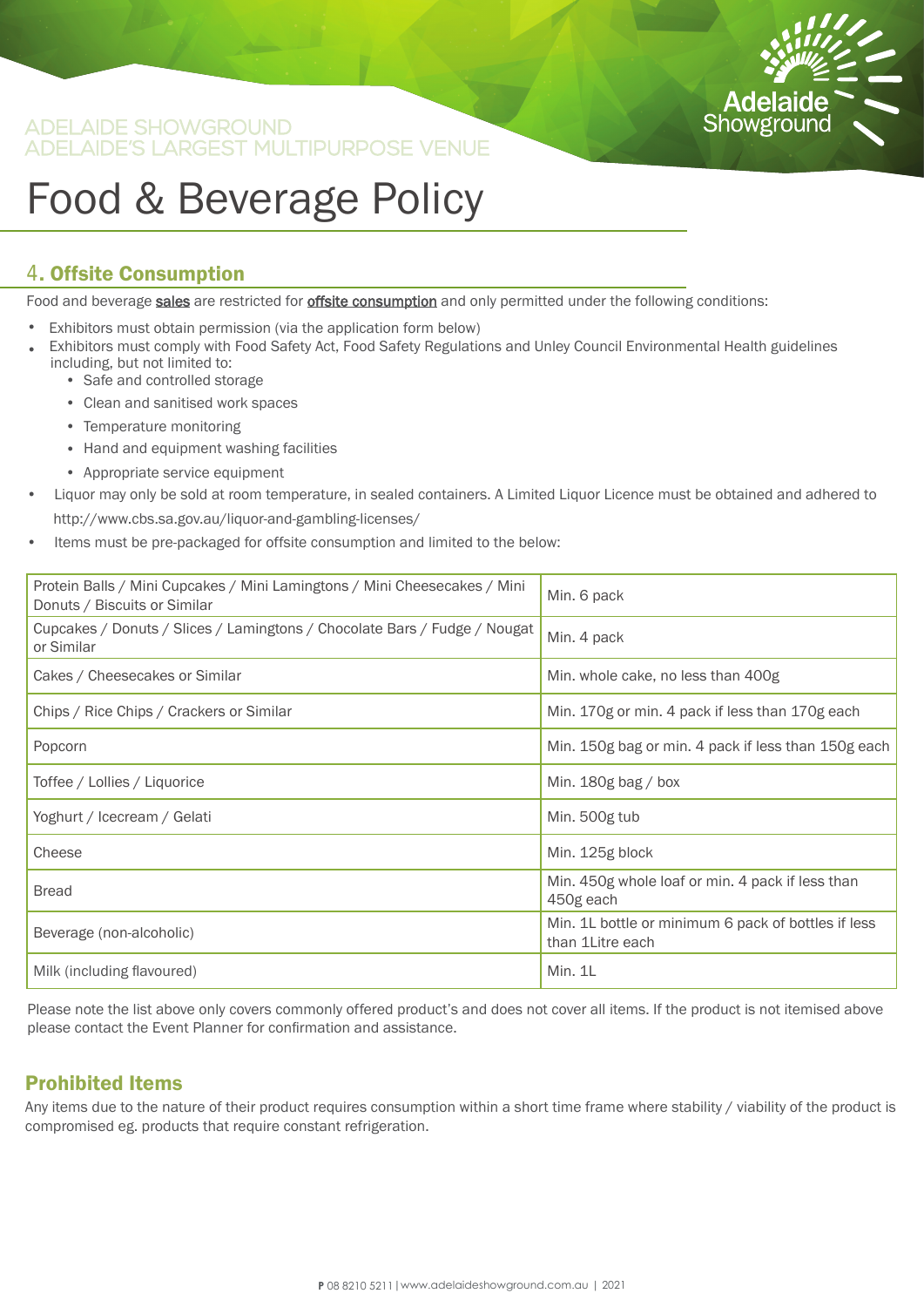ADELAIDE SHOWGROUND
ADELAIDE'S LARGEST MULTIPURPOSE VENUE

# Food & Beverage Policy

## 4. Offsite Consumption

Food and beverage sales are restricted for offsite consumption and only permitted under the following conditions:

- Exhibitors must obtain permission (via the application form below)
- Exhibitors must comply with Food Safety Act, Food Safety Regulations and Unley Council Environmental Health guidelines including, but not limited to:
  - Safe and controlled storage
  - Clean and sanitised work spaces
  - Temperature monitoring
  - Hand and equipment washing facilities
  - Appropriate service equipment
- Liquor may only be sold at room temperature, in sealed containers. A Limited Liquor Licence must be obtained and adhered to http://www.cbs.sa.gov.au/liquor-and-gambling-licenses/
- Items must be pre-packaged for offsite consumption and limited to the below:

| Item | Requirement |
|---|---|
| Protein Balls / Mini Cupcakes / Mini Lamingtons / Mini Cheesecakes / Mini Donuts / Biscuits or Similar | Min. 6 pack |
| Cupcakes / Donuts / Slices / Lamingtons / Chocolate Bars / Fudge / Nougat or Similar | Min. 4 pack |
| Cakes / Cheesecakes or Similar | Min. whole cake, no less than 400g |
| Chips / Rice Chips / Crackers or Similar | Min. 170g or min. 4 pack if less than 170g each |
| Popcorn | Min. 150g bag or min. 4 pack if less than 150g each |
| Toffee / Lollies / Liquorice | Min. 180g bag / box |
| Yoghurt / Icecream / Gelati | Min. 500g tub |
| Cheese | Min. 125g block |
| Bread | Min. 450g whole loaf or min. 4 pack if less than 450g each |
| Beverage (non-alcoholic) | Min. 1L bottle or minimum 6 pack of bottles if less than 1Litre each |
| Milk (including flavoured) | Min. 1L |

Please note the list above only covers commonly offered product's and does not cover all items. If the product is not itemised above please contact the Event Planner for confirmation and assistance.

## Prohibited Items

Any items due to the nature of their product requires consumption within a short time frame where stability / viability of the product is compromised eg. products that require constant refrigeration.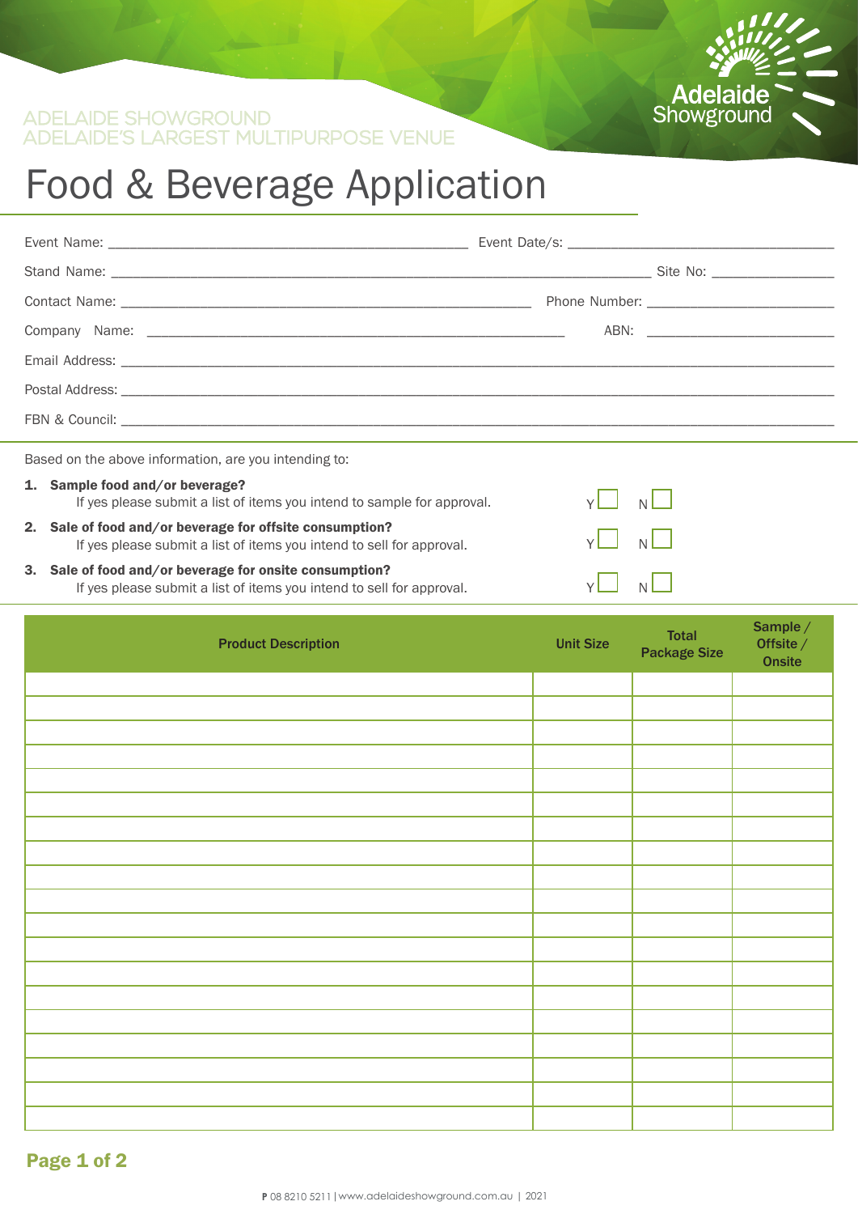ADELAIDE SHOWGROUND
ADELAIDE'S LARGEST MULTIPURPOSE VENUE

Adelaide Showground

# Food & Beverage Application

Event Name: ______________________________ Event Date/s: ______________________________

Stand Name: ______________________________ Site No: ______________

Contact Name: ______________________________ Phone Number: ______________________

Company Name: ______________________________ ABN: ______________________

Email Address: ______________________________

Postal Address: ______________________________

FBN & Council: ______________________________

Based on the above information, are you intending to:

1. **Sample food and/or beverage?**
   If yes please submit a list of items you intend to sample for approval. Y ☐ N ☐
2. **Sale of food and/or beverage for offsite consumption?**
   If yes please submit a list of items you intend to sell for approval. Y ☐ N ☐
3. **Sale of food and/or beverage for onsite consumption?**
   If yes please submit a list of items you intend to sell for approval. Y ☐ N ☐

| Product Description | Unit Size | Total Package Size | Sample / Offsite / Onsite |
|---|---|---|---|
| | | | |
| | | | |
| | | | |
| | | | |
| | | | |
| | | | |
| | | | |
| | | | |
| | | | |
| | | | |
| | | | |
| | | | |
| | | | |
| | | | |
| | | | |
| | | | |
| | | | |
| | | | |
| | | | |

**P** 08 8210 5211 | www.adelaideshowground.com.au | 2021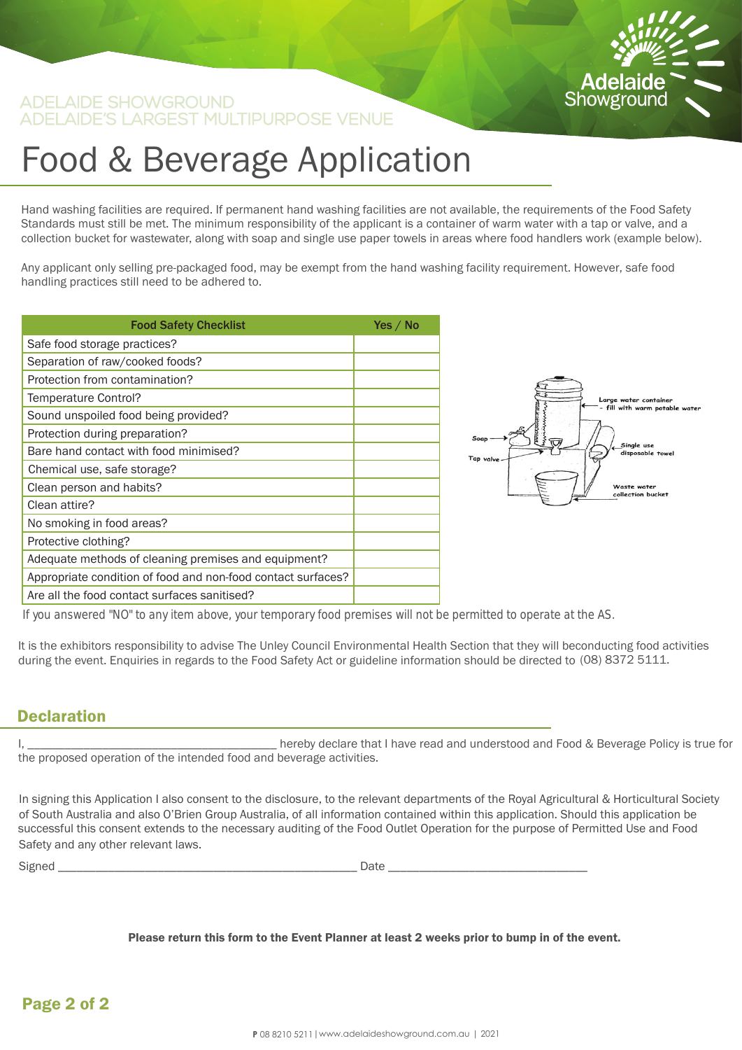ADELAIDE SHOWGROUND
ADELAIDE'S LARGEST MULTIPURPOSE VENUE

# Food & Beverage Application

Hand washing facilities are required. If permanent hand washing facilities are not available, the requirements of the Food Safety Standards must still be met. The minimum responsibility of the applicant is a container of warm water with a tap or valve, and a collection bucket for wastewater, along with soap and single use paper towels in areas where food handlers work (example below).

Any applicant only selling pre-packaged food, may be exempt from the hand washing facility requirement. However, safe food handling practices still need to be adhered to.

| Food Safety Checklist | Yes / No |
|---|---|
| Safe food storage practices? | |
| Separation of raw/cooked foods? | |
| Protection from contamination? | |
| Temperature Control? | |
| Sound unspoiled food being provided? | |
| Protection during preparation? | |
| Bare hand contact with food minimised? | |
| Chemical use, safe storage? | |
| Clean person and habits? | |
| Clean attire? | |
| No smoking in food areas? | |
| Protective clothing? | |
| Adequate methods of cleaning premises and equipment? | |
| Appropriate condition of food and non-food contact surfaces? | |
| Are all the food contact surfaces sanitised? | |

Large water container - fill with warm potable water
Soap
Tap valve
Single use disposable towel
Waste water collection bucket

*If you answered "NO" to any item above, your temporary food premises will not be permitted to operate at the AS.*

It is the exhibitors responsibility to advise The Unley Council Environmental Health Section that they will beconducting food activities during the event. Enquiries in regards to the Food Safety Act or guideline information should be directed to (08) 8372 5111.

## Declaration

I, ________________________________________ hereby declare that I have read and understood and Food & Beverage Policy is true for the proposed operation of the intended food and beverage activities.

In signing this Application I also consent to the disclosure, to the relevant departments of the Royal Agricultural & Horticultural Society of South Australia and also O'Brien Group Australia, of all information contained within this application. Should this application be successful this consent extends to the necessary auditing of the Food Outlet Operation for the purpose of Permitted Use and Food Safety and any other relevant laws.

Signed __________________________________________________ Date ________________________________

**Please return this form to the Event Planner at least 2 weeks prior to bump in of the event.**

**P** 08 8210 5211 | www.adelaideshowground.com.au | 2021